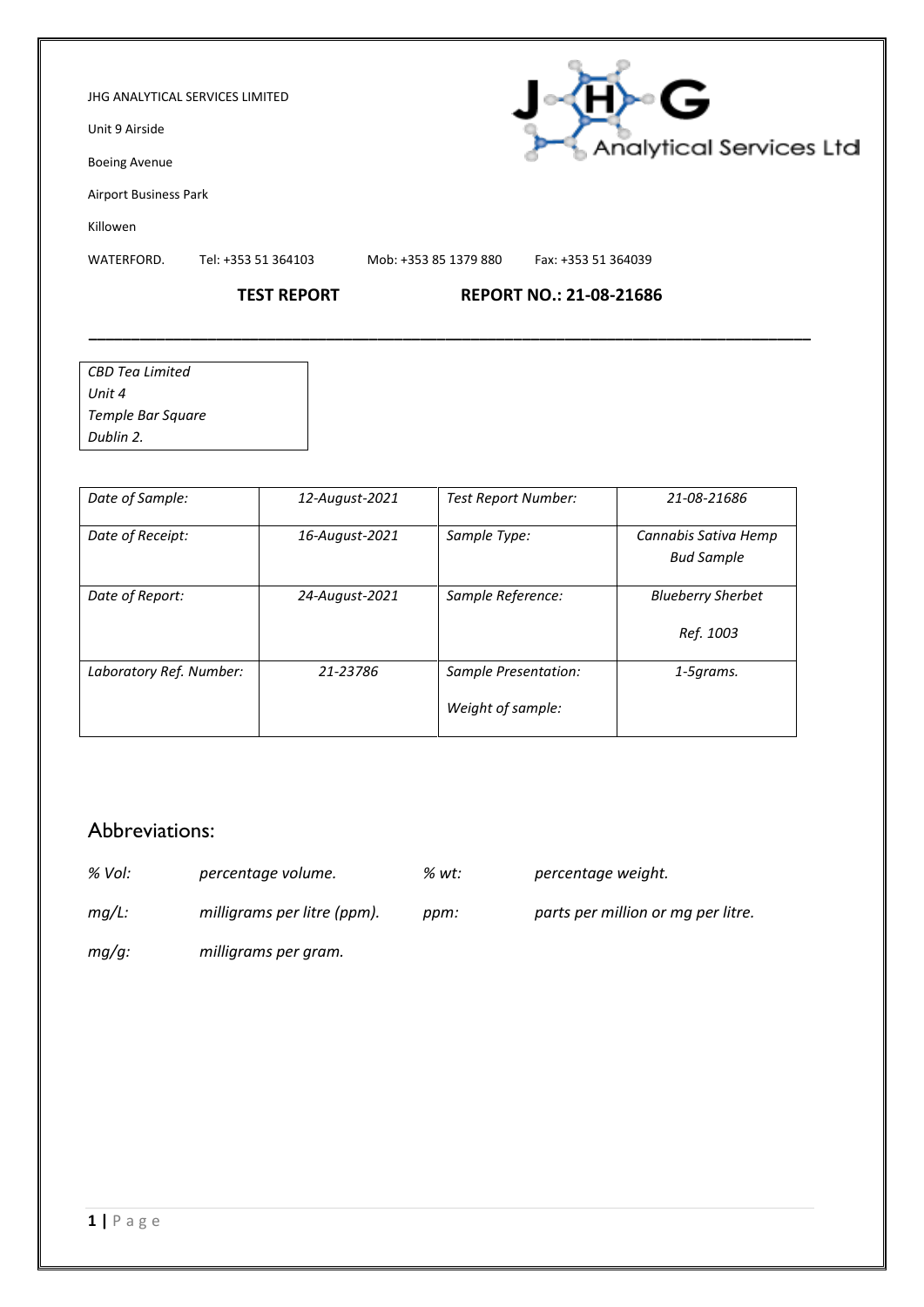JHG ANALYTICAL SERVICES LIMITED

Unit 9 Airside

Boeing Avenue

Airport Business Park

Killowen

WATERFORD. Tel: +353 51 364103 Mob: +353 85 1379 880 Fax: +353 51 364039

**TEST REPORT** **REPORT NO.: 21-08-21686**

---

*CBD Tea Limited*
*Unit 4*
*Temple Bar Square*
*Dublin 2.*

| | | | |
|---|---|---|---|
| *Date of Sample:* | *12-August-2021* | *Test Report Number:* | *21-08-21686* |
| *Date of Receipt:* | *16-August-2021* | *Sample Type:* | *Cannabis Sativa Hemp Bud Sample* |
| *Date of Report:* | *24-August-2021* | *Sample Reference:* | *Blueberry Sherbet Ref. 1003* |
| *Laboratory Ref. Number:* | *21-23786* | *Sample Presentation: Weight of sample:* | *1-5grams.* |

## Abbreviations:

| | | | |
|---|---|---|---|
| *% Vol:* | *percentage volume.* | *% wt:* | *percentage weight.* |
| *mg/L:* | *milligrams per litre (ppm).* | *ppm:* | *parts per million or mg per litre.* |
| *mg/g:* | *milligrams per gram.* | | |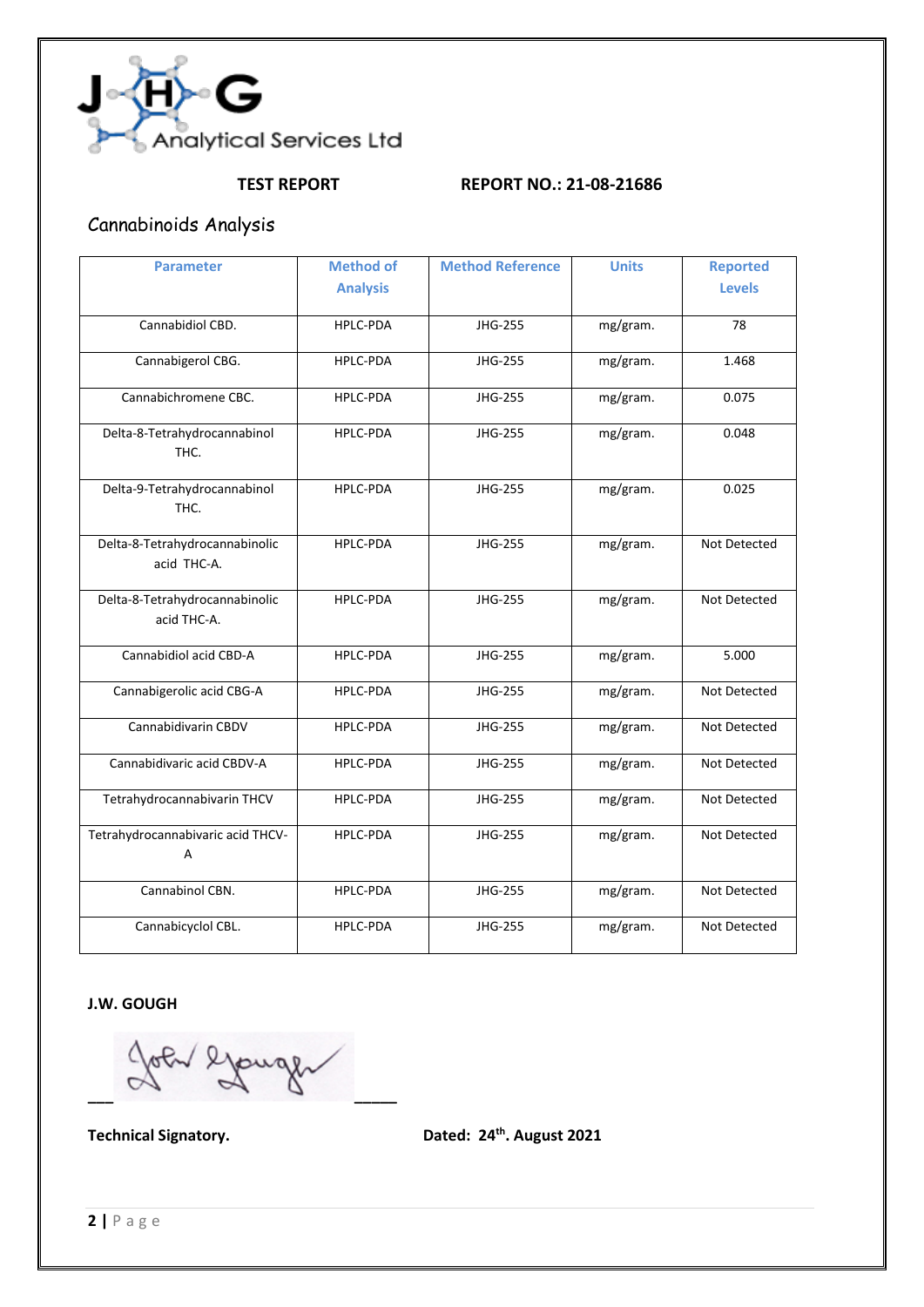JHG Analytical Services Ltd

**TEST REPORT** **REPORT NO.: 21-08-21686**

## Cannabinoids Analysis

| Parameter | Method of Analysis | Method Reference | Units | Reported Levels |
|---|---|---|---|---|
| Cannabidiol CBD. | HPLC-PDA | JHG-255 | mg/gram. | 78 |
| Cannabigerol CBG. | HPLC-PDA | JHG-255 | mg/gram. | 1.468 |
| Cannabichromene CBC. | HPLC-PDA | JHG-255 | mg/gram. | 0.075 |
| Delta-8-Tetrahydrocannabinol THC. | HPLC-PDA | JHG-255 | mg/gram. | 0.048 |
| Delta-9-Tetrahydrocannabinol THC. | HPLC-PDA | JHG-255 | mg/gram. | 0.025 |
| Delta-8-Tetrahydrocannabinolic acid THC-A. | HPLC-PDA | JHG-255 | mg/gram. | Not Detected |
| Delta-8-Tetrahydrocannabinolic acid THC-A. | HPLC-PDA | JHG-255 | mg/gram. | Not Detected |
| Cannabidiol acid CBD-A | HPLC-PDA | JHG-255 | mg/gram. | 5.000 |
| Cannabigerolic acid CBG-A | HPLC-PDA | JHG-255 | mg/gram. | Not Detected |
| Cannabidivarin CBDV | HPLC-PDA | JHG-255 | mg/gram. | Not Detected |
| Cannabidivaric acid CBDV-A | HPLC-PDA | JHG-255 | mg/gram. | Not Detected |
| Tetrahydrocannabivarin THCV | HPLC-PDA | JHG-255 | mg/gram. | Not Detected |
| Tetrahydrocannabivaric acid THCV-A | HPLC-PDA | JHG-255 | mg/gram. | Not Detected |
| Cannabinol CBN. | HPLC-PDA | JHG-255 | mg/gram. | Not Detected |
| Cannabicyclol CBL. | HPLC-PDA | JHG-255 | mg/gram. | Not Detected |

**J.W. GOUGH**

**Technical Signatory.** **Dated: 24th. August 2021**